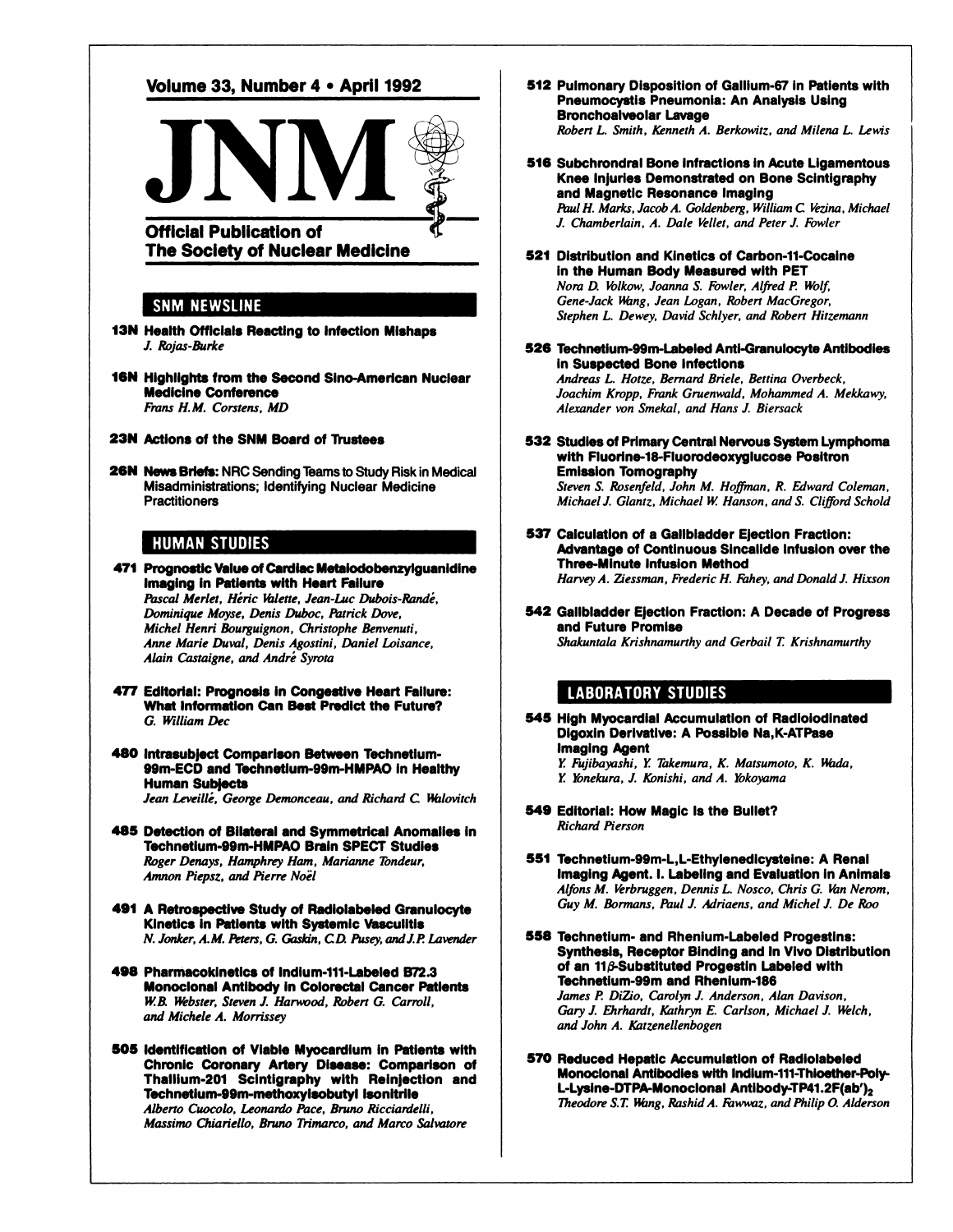# Volume 33, Number 4 • April 1992

# JNM

**Official Publication of The Society of Nuclear Medicine**

## SNM NEWSLINE

**13N Health Officials Reacting to Infection Mishaps**
*J. Rojas-Burke*

**16N Highlights from the Second Sino-American Nuclear Medicine Conference**
*Frans H.M. Corstens, MD*

**23N Actions of the SNM Board of Trustees**

**26N News Briefs:** NRC Sending Teams to Study Risk in Medical Misadministrations; Identifying Nuclear Medicine Practitioners

## HUMAN STUDIES

**471 Prognostic Value of Cardiac Metaiodobenzylguanidine Imaging in Patients with Heart Failure**
*Pascal Merlet, Héric Valette, Jean-Luc Dubois-Randé, Dominique Moyse, Denis Duboc, Patrick Dove, Michel Henri Bourguignon, Christophe Benvenuti, Anne Marie Duval, Denis Agostini, Daniel Loisance, Alain Castaigne, and André Syrota*

**477 Editorial: Prognosis in Congestive Heart Failure: What Information Can Best Predict the Future?**
*G. William Dec*

**480 Intrasubject Comparison Between Technetium-99m-ECD and Technetium-99m-HMPAO in Healthy Human Subjects**
*Jean Leveillé, George Demonceau, and Richard C. Walovitch*

**485 Detection of Bilateral and Symmetrical Anomalies in Technetium-99m-HMPAO Brain SPECT Studies**
*Roger Denays, Hamphrey Ham, Marianne Tondeur, Amnon Piepsz, and Pierre Noël*

**491 A Retrospective Study of Radiolabeled Granulocyte Kinetics in Patients with Systemic Vasculitis**
*N. Jonker, A.M. Peters, G. Gaskin, C.D. Pusey, and J.P. Lavender*

**498 Pharmacokinetics of Indium-111-Labeled B72.3 Monoclonal Antibody in Colorectal Cancer Patients**
*W.B. Webster, Steven J. Harwood, Robert G. Carroll, and Michele A. Morrissey*

**505 Identification of Viable Myocardium in Patients with Chronic Coronary Artery Disease: Comparison of Thallium-201 Scintigraphy with Reinjection and Technetium-99m-methoxyisobutyl Isonitrile**
*Alberto Cuocolo, Leonardo Pace, Bruno Ricciardelli, Massimo Chiariello, Bruno Trimarco, and Marco Salvatore*

**512 Pulmonary Disposition of Gallium-67 in Patients with Pneumocystis Pneumonia: An Analysis Using Bronchoalveolar Lavage**
*Robert L. Smith, Kenneth A. Berkowitz, and Milena L. Lewis*

**516 Subchrondral Bone Infractions in Acute Ligamentous Knee Injuries Demonstrated on Bone Scintigraphy and Magnetic Resonance Imaging**
*Paul H. Marks, Jacob A. Goldenberg, William C. Vezina, Michael J. Chamberlain, A. Dale Vellet, and Peter J. Fowler*

**521 Distribution and Kinetics of Carbon-11-Cocaine in the Human Body Measured with PET**
*Nora D. Volkow, Joanna S. Fowler, Alfred P. Wolf, Gene-Jack Wang, Jean Logan, Robert MacGregor, Stephen L. Dewey, David Schlyer, and Robert Hitzemann*

**526 Technetium-99m-Labeled Anti-Granulocyte Antibodies in Suspected Bone Infections**
*Andreas L. Hotze, Bernard Briele, Bettina Overbeck, Joachim Kropp, Frank Gruenwald, Mohammed A. Mekkawy, Alexander von Smekal, and Hans J. Biersack*

**532 Studies of Primary Central Nervous System Lymphoma with Fluorine-18-Fluorodeoxyglucose Positron Emission Tomography**
*Steven S. Rosenfeld, John M. Hoffman, R. Edward Coleman, Michael J. Glantz, Michael W. Hanson, and S. Clifford Schold*

**537 Calculation of a Gallbladder Ejection Fraction: Advantage of Continuous Sincalide Infusion over the Three-Minute Infusion Method**
*Harvey A. Ziessman, Frederic H. Fahey, and Donald J. Hixson*

**542 Gallbladder Ejection Fraction: A Decade of Progress and Future Promise**
*Shakuntala Krishnamurthy and Gerbail T. Krishnamurthy*

## LABORATORY STUDIES

**545 High Myocardial Accumulation of Radioiodinated Digoxin Derivative: A Possible Na,K-ATPase Imaging Agent**
*Y. Fujibayashi, Y. Takemura, K. Matsumoto, K. Wada, Y. Yonekura, J. Konishi, and A. Yokoyama*

**549 Editorial: How Magic Is the Bullet?**
*Richard Pierson*

**551 Technetium-99m-L,L-Ethylenedicysteine: A Renal Imaging Agent. I. Labeling and Evaluation in Animals**
*Alfons M. Verbruggen, Dennis L. Nosco, Chris G. Van Nerom, Guy M. Bormans, Paul J. Adriaens, and Michel J. De Roo*

**558 Technetium- and Rhenium-Labeled Progestins: Synthesis, Receptor Binding and In Vivo Distribution of an 11β-Substituted Progestin Labeled with Technetium-99m and Rhenium-186**
*James P. DiZio, Carolyn J. Anderson, Alan Davison, Gary J. Ehrhardt, Kathryn E. Carlson, Michael J. Welch, and John A. Katzenellenbogen*

**570 Reduced Hepatic Accumulation of Radiolabeled Monoclonal Antibodies with Indium-111-Thioether-Poly-L-Lysine-DTPA-Monoclonal Antibody-TP41.2F(ab')$_2$**
*Theodore S.T. Wang, Rashid A. Fawwaz, and Philip O. Alderson*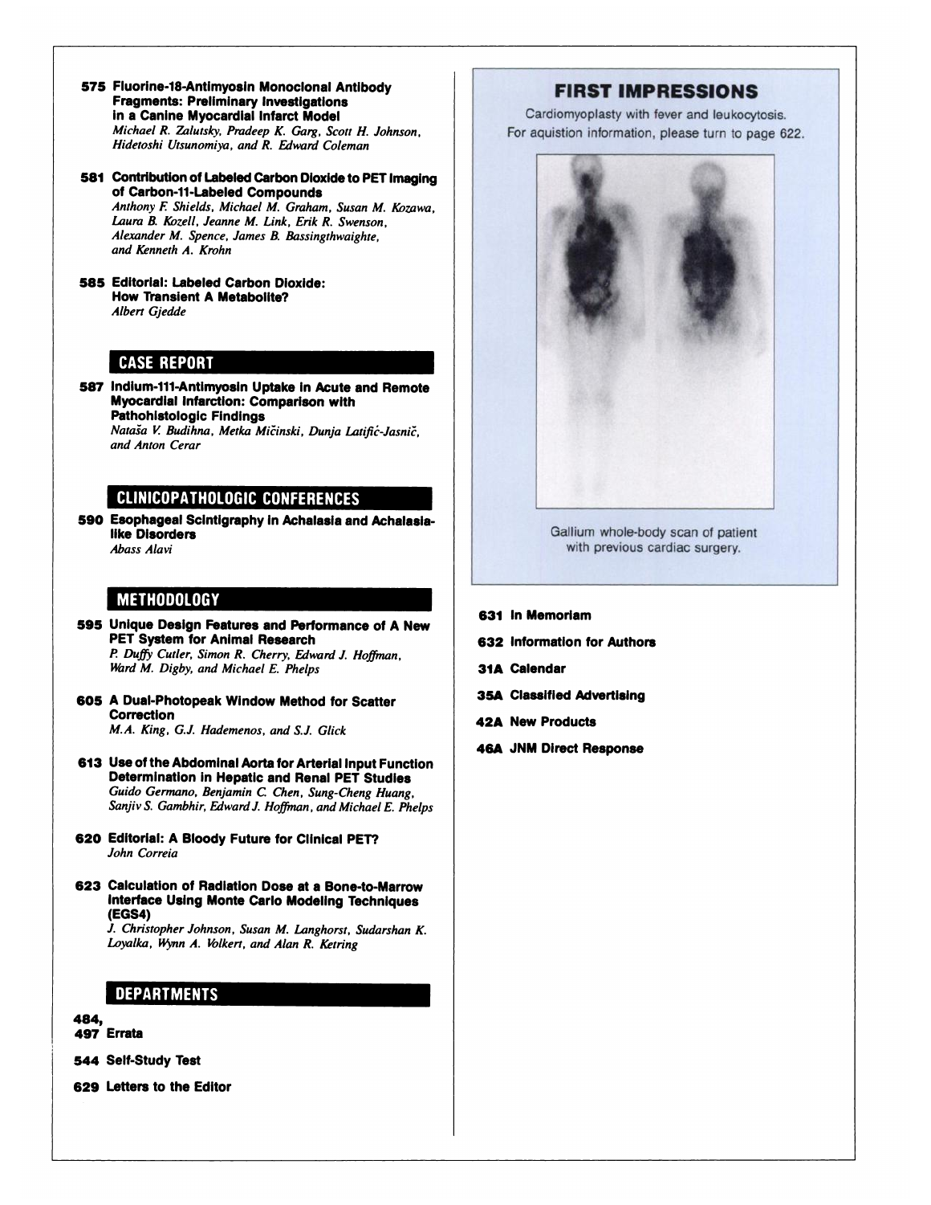**575 Fluorine-18-Antimyosin Monoclonal Antibody Fragments: Preliminary Investigations in a Canine Myocardial Infarct Model**
*Michael R. Zalutsky, Pradeep K. Garg, Scott H. Johnson, Hidetoshi Utsunomiya, and R. Edward Coleman*

**581 Contribution of Labeled Carbon Dioxide to PET Imaging of Carbon-11-Labeled Compounds**
*Anthony F. Shields, Michael M. Graham, Susan M. Kozawa, Laura B. Kozell, Jeanne M. Link, Erik R. Swenson, Alexander M. Spence, James B. Bassingthwaighte, and Kenneth A. Krohn*

**585 Editorial: Labeled Carbon Dioxide: How Transient A Metabolite?**
*Albert Gjedde*

## CASE REPORT

**587 Indium-111-Antimyosin Uptake in Acute and Remote Myocardial Infarction: Comparison with Pathohistologic Findings**
*Nataša V. Budihna, Metka Mičinski, Dunja Latific-Jasnič, and Anton Cerar*

## CLINICOPATHOLOGIC CONFERENCES

**590 Esophageal Scintigraphy in Achalasia and Achalasia-like Disorders**
*Abass Alavi*

## METHODOLOGY

**595 Unique Design Features and Performance of A New PET System for Animal Research**
*P. Duffy Cutler, Simon R. Cherry, Edward J. Hoffman, Ward M. Digby, and Michael E. Phelps*

**605 A Dual-Photopeak Window Method for Scatter Correction**
*M.A. King, G.J. Hademenos, and S.J. Glick*

**613 Use of the Abdominal Aorta for Arterial Input Function Determination in Hepatic and Renal PET Studies**
*Guido Germano, Benjamin C. Chen, Sung-Cheng Huang, Sanjiv S. Gambhir, Edward J. Hoffman, and Michael E. Phelps*

**620 Editorial: A Bloody Future for Clinical PET?**
*John Correia*

**623 Calculation of Radiation Dose at a Bone-to-Marrow Interface Using Monte Carlo Modeling Techniques (EGS4)**
*J. Christopher Johnson, Susan M. Langhorst, Sudarshan K. Loyalka, Wynn A. Volkert, and Alan R. Ketring*

## DEPARTMENTS

**484, 497 Errata**

**544 Self-Study Test**

**629 Letters to the Editor**

## FIRST IMPRESSIONS

Cardiomyoplasty with fever and leukocytosis.
For aquistion information, please turn to page 622.

Gallium whole-body scan of patient with previous cardiac surgery.

**631 In Memoriam**

**632 Information for Authors**

**31A Calendar**

**35A Classified Advertising**

**42A New Products**

**46A JNM Direct Response**